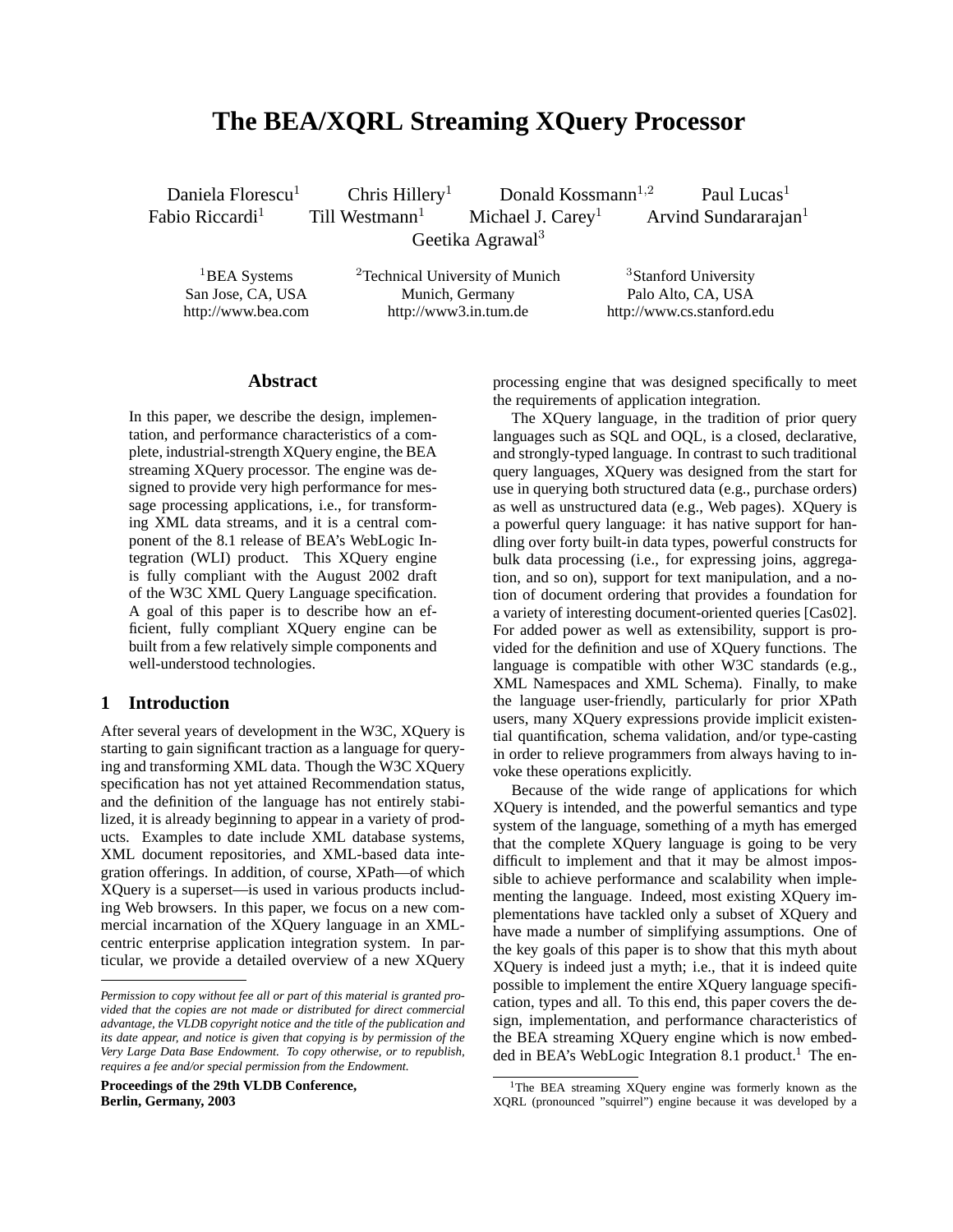# The BEA/XQRL Streaming XQuery Processor

Daniela Florescu[1] Chris Hillery[1] Donald Kossmann[1,2] Paul Lucas[1]
Fabio Riccardi[1] Till Westmann[1] Michael J. Carey[1] Arvind Sundararajan[1]
Geetika Agrawal[3]

[1]BEA Systems
San Jose, CA, USA
http://www.bea.com

[2]Technical University of Munich
Munich, Germany
http://www3.in.tum.de

[3]Stanford University
Palo Alto, CA, USA
http://www.cs.stanford.edu

## Abstract

In this paper, we describe the design, implementation, and performance characteristics of a complete, industrial-strength XQuery engine, the BEA streaming XQuery processor. The engine was designed to provide very high performance for message processing applications, i.e., for transforming XML data streams, and it is a central component of the 8.1 release of BEA's WebLogic Integration (WLI) product. This XQuery engine is fully compliant with the August 2002 draft of the W3C XML Query Language specification. A goal of this paper is to describe how an efficient, fully compliant XQuery engine can be built from a few relatively simple components and well-understood technologies.

## 1 Introduction

After several years of development in the W3C, XQuery is starting to gain significant traction as a language for querying and transforming XML data. Though the W3C XQuery specification has not yet attained Recommendation status, and the definition of the language has not entirely stabilized, it is already beginning to appear in a variety of products. Examples to date include XML database systems, XML document repositories, and XML-based data integration offerings. In addition, of course, XPath—of which XQuery is a superset—is used in various products including Web browsers. In this paper, we focus on a new commercial incarnation of the XQuery language in an XML-centric enterprise application integration system. In particular, we provide a detailed overview of a new XQuery processing engine that was designed specifically to meet the requirements of application integration.

The XQuery language, in the tradition of prior query languages such as SQL and OQL, is a closed, declarative, and strongly-typed language. In contrast to such traditional query languages, XQuery was designed from the start for use in querying both structured data (e.g., purchase orders) as well as unstructured data (e.g., Web pages). XQuery is a powerful query language: it has native support for handling over forty built-in data types, powerful constructs for bulk data processing (i.e., for expressing joins, aggregation, and so on), support for text manipulation, and a notion of document ordering that provides a foundation for a variety of interesting document-oriented queries [Cas02]. For added power as well as extensibility, support is provided for the definition and use of XQuery functions. The language is compatible with other W3C standards (e.g., XML Namespaces and XML Schema). Finally, to make the language user-friendly, particularly for prior XPath users, many XQuery expressions provide implicit existential quantification, schema validation, and/or type-casting in order to relieve programmers from always having to invoke these operations explicitly.

Because of the wide range of applications for which XQuery is intended, and the powerful semantics and type system of the language, something of a myth has emerged that the complete XQuery language is going to be very difficult to implement and that it may be almost impossible to achieve performance and scalability when implementing the language. Indeed, most existing XQuery implementations have tackled only a subset of XQuery and have made a number of simplifying assumptions. One of the key goals of this paper is to show that this myth about XQuery is indeed just a myth; i.e., that it is indeed quite possible to implement the entire XQuery language specification, types and all. To this end, this paper covers the design, implementation, and performance characteristics of the BEA streaming XQuery engine which is now embedded in BEA's WebLogic Integration 8.1 product.[1] The en-

*Permission to copy without fee all or part of this material is granted provided that the copies are not made or distributed for direct commercial advantage, the VLDB copyright notice and the title of the publication and its date appear, and notice is given that copying is by permission of the Very Large Data Base Endowment. To copy otherwise, or to republish, requires a fee and/or special permission from the Endowment.*

**Proceedings of the 29th VLDB Conference, Berlin, Germany, 2003**

[1]The BEA streaming XQuery engine was formerly known as the XQRL (pronounced "squirrel") engine because it was developed by a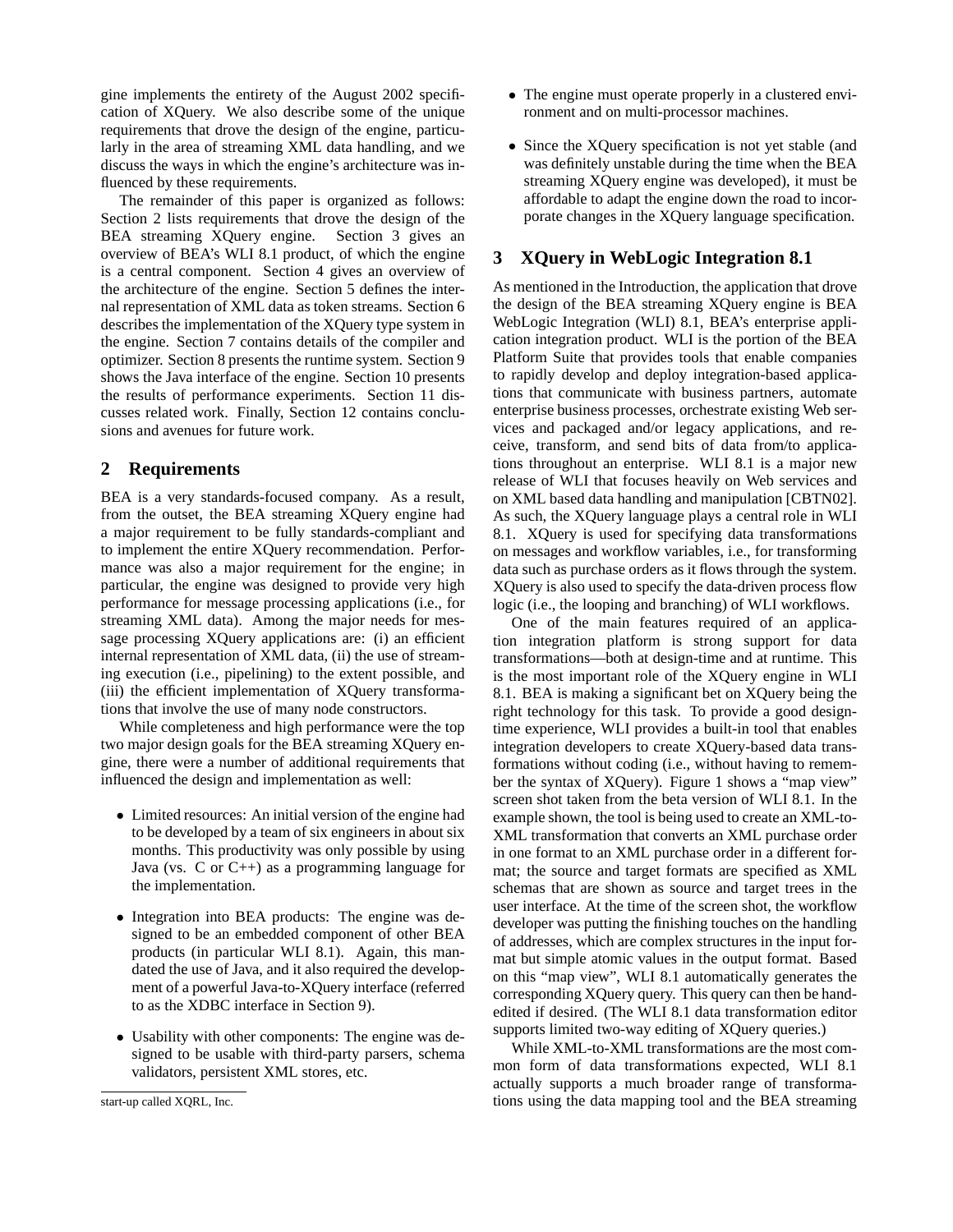gine implements the entirety of the August 2002 specification of XQuery. We also describe some of the unique requirements that drove the design of the engine, particularly in the area of streaming XML data handling, and we discuss the ways in which the engine's architecture was influenced by these requirements.

The remainder of this paper is organized as follows: Section 2 lists requirements that drove the design of the BEA streaming XQuery engine. Section 3 gives an overview of BEA's WLI 8.1 product, of which the engine is a central component. Section 4 gives an overview of the architecture of the engine. Section 5 defines the internal representation of XML data as token streams. Section 6 describes the implementation of the XQuery type system in the engine. Section 7 contains details of the compiler and optimizer. Section 8 presents the runtime system. Section 9 shows the Java interface of the engine. Section 10 presents the results of performance experiments. Section 11 discusses related work. Finally, Section 12 contains conclusions and avenues for future work.

## 2 Requirements

BEA is a very standards-focused company. As a result, from the outset, the BEA streaming XQuery engine had a major requirement to be fully standards-compliant and to implement the entire XQuery recommendation. Performance was also a major requirement for the engine; in particular, the engine was designed to provide very high performance for message processing applications (i.e., for streaming XML data). Among the major needs for message processing XQuery applications are: (i) an efficient internal representation of XML data, (ii) the use of streaming execution (i.e., pipelining) to the extent possible, and (iii) the efficient implementation of XQuery transformations that involve the use of many node constructors.

While completeness and high performance were the top two major design goals for the BEA streaming XQuery engine, there were a number of additional requirements that influenced the design and implementation as well:

- Limited resources: An initial version of the engine had to be developed by a team of six engineers in about six months. This productivity was only possible by using Java (vs. C or C++) as a programming language for the implementation.
- Integration into BEA products: The engine was designed to be an embedded component of other BEA products (in particular WLI 8.1). Again, this mandated the use of Java, and it also required the development of a powerful Java-to-XQuery interface (referred to as the XDBC interface in Section 9).
- Usability with other components: The engine was designed to be usable with third-party parsers, schema validators, persistent XML stores, etc.
- The engine must operate properly in a clustered environment and on multi-processor machines.
- Since the XQuery specification is not yet stable (and was definitely unstable during the time when the BEA streaming XQuery engine was developed), it must be affordable to adapt the engine down the road to incorporate changes in the XQuery language specification.

start-up called XQRL, Inc.

## 3 XQuery in WebLogic Integration 8.1

As mentioned in the Introduction, the application that drove the design of the BEA streaming XQuery engine is BEA WebLogic Integration (WLI) 8.1, BEA's enterprise application integration product. WLI is the portion of the BEA Platform Suite that provides tools that enable companies to rapidly develop and deploy integration-based applications that communicate with business partners, automate enterprise business processes, orchestrate existing Web services and packaged and/or legacy applications, and receive, transform, and send bits of data from/to applications throughout an enterprise. WLI 8.1 is a major new release of WLI that focuses heavily on Web services and on XML based data handling and manipulation [CBTN02]. As such, the XQuery language plays a central role in WLI 8.1. XQuery is used for specifying data transformations on messages and workflow variables, i.e., for transforming data such as purchase orders as it flows through the system. XQuery is also used to specify the data-driven process flow logic (i.e., the looping and branching) of WLI workflows.

One of the main features required of an application integration platform is strong support for data transformations—both at design-time and at runtime. This is the most important role of the XQuery engine in WLI 8.1. BEA is making a significant bet on XQuery being the right technology for this task. To provide a good design-time experience, WLI provides a built-in tool that enables integration developers to create XQuery-based data transformations without coding (i.e., without having to remember the syntax of XQuery). Figure 1 shows a "map view" screen shot taken from the beta version of WLI 8.1. In the example shown, the tool is being used to create an XML-to-XML transformation that converts an XML purchase order in one format to an XML purchase order in a different format; the source and target formats are specified as XML schemas that are shown as source and target trees in the user interface. At the time of the screen shot, the workflow developer was putting the finishing touches on the handling of addresses, which are complex structures in the input format but simple atomic values in the output format. Based on this "map view", WLI 8.1 automatically generates the corresponding XQuery query. This query can then be hand-edited if desired. (The WLI 8.1 data transformation editor supports limited two-way editing of XQuery queries.)

While XML-to-XML transformations are the most common form of data transformations expected, WLI 8.1 actually supports a much broader range of transformations using the data mapping tool and the BEA streaming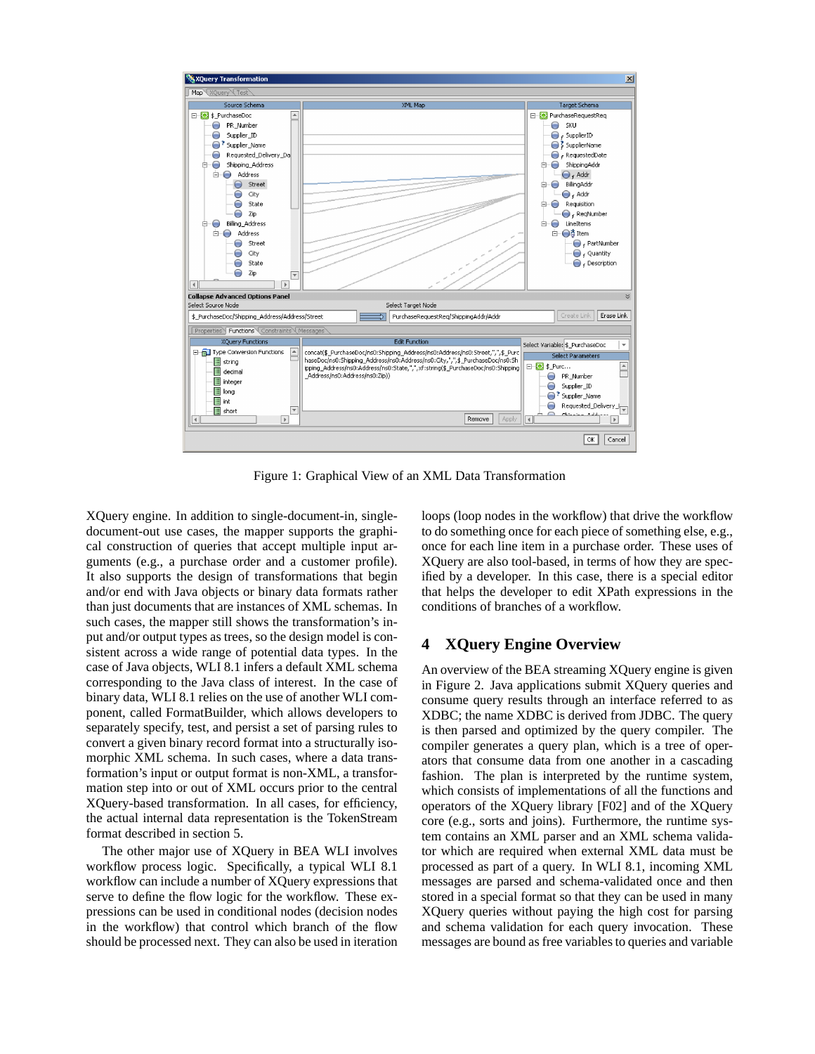Figure 1: Graphical View of an XML Data Transformation

XQuery engine. In addition to single-document-in, single-document-out use cases, the mapper supports the graphical construction of queries that accept multiple input arguments (e.g., a purchase order and a customer profile). It also supports the design of transformations that begin and/or end with Java objects or binary data formats rather than just documents that are instances of XML schemas. In such cases, the mapper still shows the transformation's input and/or output types as trees, so the design model is consistent across a wide range of potential data types. In the case of Java objects, WLI 8.1 infers a default XML schema corresponding to the Java class of interest. In the case of binary data, WLI 8.1 relies on the use of another WLI component, called FormatBuilder, which allows developers to separately specify, test, and persist a set of parsing rules to convert a given binary record format into a structurally isomorphic XML schema. In such cases, where a data transformation's input or output format is non-XML, a transformation step into or out of XML occurs prior to the central XQuery-based transformation. In all cases, for efficiency, the actual internal data representation is the TokenStream format described in section 5.

The other major use of XQuery in BEA WLI involves workflow process logic. Specifically, a typical WLI 8.1 workflow can include a number of XQuery expressions that serve to define the flow logic for the workflow. These expressions can be used in conditional nodes (decision nodes in the workflow) that control which branch of the flow should be processed next. They can also be used in iteration loops (loop nodes in the workflow) that drive the workflow to do something once for each piece of something else, e.g., once for each line item in a purchase order. These uses of XQuery are also tool-based, in terms of how they are specified by a developer. In this case, there is a special editor that helps the developer to edit XPath expressions in the conditions of branches of a workflow.

## 4 XQuery Engine Overview

An overview of the BEA streaming XQuery engine is given in Figure 2. Java applications submit XQuery queries and consume query results through an interface referred to as XDBC; the name XDBC is derived from JDBC. The query is then parsed and optimized by the query compiler. The compiler generates a query plan, which is a tree of operators that consume data from one another in a cascading fashion. The plan is interpreted by the runtime system, which consists of implementations of all the functions and operators of the XQuery library [F02] and of the XQuery core (e.g., sorts and joins). Furthermore, the runtime system contains an XML parser and an XML schema validator which are required when external XML data must be processed as part of a query. In WLI 8.1, incoming XML messages are parsed and schema-validated once and then stored in a special format so that they can be used in many XQuery queries without paying the high cost for parsing and schema validation for each query invocation. These messages are bound as free variables to queries and variable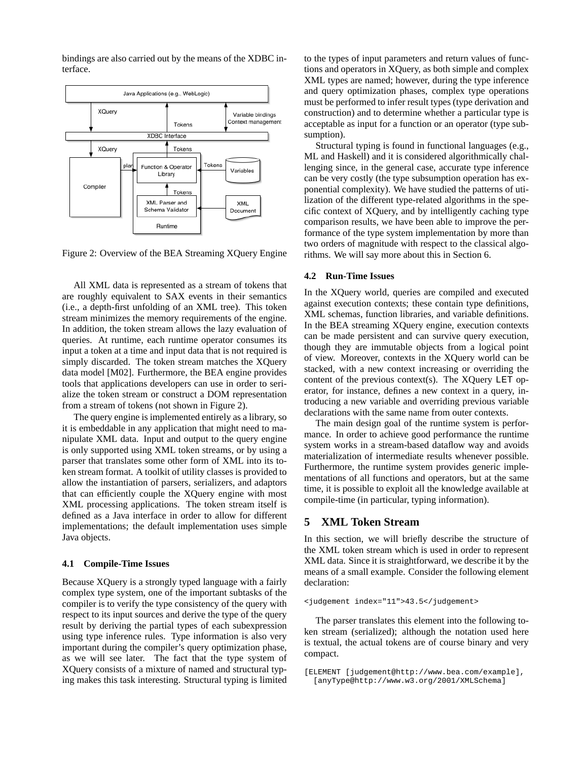bindings are also carried out by the means of the XDBC interface.

Java Applications (e.g., WebLogic)

XQuery

Tokens

Variable bindings
Context management

XDBC Interface

XQuery

Tokens

Compiler

plan

Function & Operator Library

Tokens

Variables

Tokens

XML Parser and Schema Validator

XML Document

Runtime

Figure 2: Overview of the BEA Streaming XQuery Engine

All XML data is represented as a stream of tokens that are roughly equivalent to SAX events in their semantics (i.e., a depth-first unfolding of an XML tree). This token stream minimizes the memory requirements of the engine. In addition, the token stream allows the lazy evaluation of queries. At runtime, each runtime operator consumes its input a token at a time and input data that is not required is simply discarded. The token stream matches the XQuery data model [M02]. Furthermore, the BEA engine provides tools that applications developers can use in order to serialize the token stream or construct a DOM representation from a stream of tokens (not shown in Figure 2).

The query engine is implemented entirely as a library, so it is embeddable in any application that might need to manipulate XML data. Input and output to the query engine is only supported using XML token streams, or by using a parser that translates some other form of XML into its token stream format. A toolkit of utility classes is provided to allow the instantiation of parsers, serializers, and adaptors that can efficiently couple the XQuery engine with most XML processing applications. The token stream itself is defined as a Java interface in order to allow for different implementations; the default implementation uses simple Java objects.

### 4.1 Compile-Time Issues

Because XQuery is a strongly typed language with a fairly complex type system, one of the important subtasks of the compiler is to verify the type consistency of the query with respect to its input sources and derive the type of the query result by deriving the partial types of each subexpression using type inference rules. Type information is also very important during the compiler's query optimization phase, as we will see later. The fact that the type system of XQuery consists of a mixture of named and structural typing makes this task interesting. Structural typing is limited to the types of input parameters and return values of functions and operators in XQuery, as both simple and complex XML types are named; however, during the type inference and query optimization phases, complex type operations must be performed to infer result types (type derivation and construction) and to determine whether a particular type is acceptable as input for a function or an operator (type subsumption).

Structural typing is found in functional languages (e.g., ML and Haskell) and it is considered algorithmically challenging since, in the general case, accurate type inference can be very costly (the type subsumption operation has exponential complexity). We have studied the patterns of utilization of the different type-related algorithms in the specific context of XQuery, and by intelligently caching type comparison results, we have been able to improve the performance of the type system implementation by more than two orders of magnitude with respect to the classical algorithms. We will say more about this in Section 6.

### 4.2 Run-Time Issues

In the XQuery world, queries are compiled and executed against execution contexts; these contain type definitions, XML schemas, function libraries, and variable definitions. In the BEA streaming XQuery engine, execution contexts can be made persistent and can survive query execution, though they are immutable objects from a logical point of view. Moreover, contexts in the XQuery world can be stacked, with a new context increasing or overriding the content of the previous context(s). The XQuery LET operator, for instance, defines a new context in a query, introducing a new variable and overriding previous variable declarations with the same name from outer contexts.

The main design goal of the runtime system is performance. In order to achieve good performance the runtime system works in a stream-based dataflow way and avoids materialization of intermediate results whenever possible. Furthermore, the runtime system provides generic implementations of all functions and operators, but at the same time, it is possible to exploit all the knowledge available at compile-time (in particular, typing information).

## 5 XML Token Stream

In this section, we will briefly describe the structure of the XML token stream which is used in order to represent XML data. Since it is straightforward, we describe it by the means of a small example. Consider the following element declaration:

```
<judgement index="11">43.5</judgement>
```

The parser translates this element into the following token stream (serialized); although the notation used here is textual, the actual tokens are of course binary and very compact.

```
[ELEMENT [judgement@http://www.bea.com/example],
  [anyType@http://www.w3.org/2001/XMLSchema]
```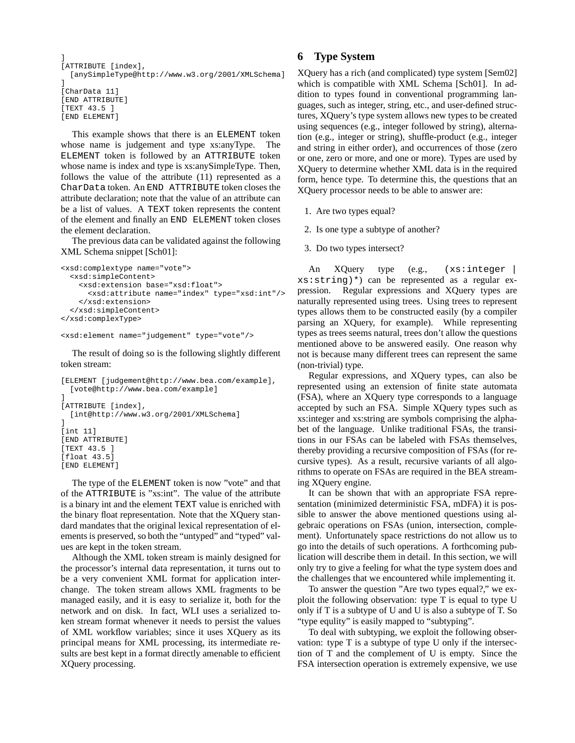```
]
[ATTRIBUTE [index],
  [anySimpleType@http://www.w3.org/2001/XMLSchema]
]
[CharData 11]
[END ATTRIBUTE]
[TEXT 43.5 ]
[END ELEMENT]
```

This example shows that there is an ELEMENT token whose name is judgement and type xs:anyType. The ELEMENT token is followed by an ATTRIBUTE token whose name is index and type is xs:anySimpleType. Then, follows the value of the attribute (11) represented as a CharData token. An END ATTRIBUTE token closes the attribute declaration; note that the value of an attribute can be a list of values. A TEXT token represents the content of the element and finally an END ELEMENT token closes the element declaration.

The previous data can be validated against the following XML Schema snippet [Sch01]:

```
<xsd:complextype name="vote">
  <xsd:simpleContent>
    <xsd:extension base="xsd:float">
      <xsd:attribute name="index" type="xsd:int"/>
    </xsd:extension>
  </xsd:simpleContent>
</xsd:complexType>

<xsd:element name="judgement" type="vote"/>
```

The result of doing so is the following slightly different token stream:

```
[ELEMENT [judgement@http://www.bea.com/example],
  [vote@http://www.bea.com/example]
]
[ATTRIBUTE [index],
  [int@http://www.w3.org/2001/XMLSchema]
]
[int 11]
[END ATTRIBUTE]
[TEXT 43.5 ]
[float 43.5]
[END ELEMENT]
```

The type of the ELEMENT token is now "vote" and that of the ATTRIBUTE is "xs:int". The value of the attribute is a binary int and the element TEXT value is enriched with the binary float representation. Note that the XQuery standard mandates that the original lexical representation of elements is preserved, so both the "untyped" and "typed" values are kept in the token stream.

Although the XML token stream is mainly designed for the processor's internal data representation, it turns out to be a very convenient XML format for application interchange. The token stream allows XML fragments to be managed easily, and it is easy to serialize it, both for the network and on disk. In fact, WLI uses a serialized token stream format whenever it needs to persist the values of XML workflow variables; since it uses XQuery as its principal means for XML processing, its intermediate results are best kept in a format directly amenable to efficient XQuery processing.

# 6 Type System

XQuery has a rich (and complicated) type system [Sem02] which is compatible with XML Schema [Sch01]. In addition to types found in conventional programming languages, such as integer, string, etc., and user-defined structures, XQuery's type system allows new types to be created using sequences (e.g., integer followed by string), alternation (e.g., integer or string), shuffle-product (e.g., integer and string in either order), and occurrences of those (zero or one, zero or more, and one or more). Types are used by XQuery to determine whether XML data is in the required form, hence type. To determine this, the questions that an XQuery processor needs to be able to answer are:

1. Are two types equal?
2. Is one type a subtype of another?
3. Do two types intersect?

An XQuery type (e.g., `(xs:integer | xs:string)*`) can be represented as a regular expression. Regular expressions and XQuery types are naturally represented using trees. Using trees to represent types allows them to be constructed easily (by a compiler parsing an XQuery, for example). While representing types as trees seems natural, trees don't allow the questions mentioned above to be answered easily. One reason why not is because many different trees can represent the same (non-trivial) type.

Regular expressions, and XQuery types, can also be represented using an extension of finite state automata (FSA), where an XQuery type corresponds to a language accepted by such an FSA. Simple XQuery types such as xs:integer and xs:string are symbols comprising the alphabet of the language. Unlike traditional FSAs, the transitions in our FSAs can be labeled with FSAs themselves, thereby providing a recursive composition of FSAs (for recursive types). As a result, recursive variants of all algorithms to operate on FSAs are required in the BEA streaming XQuery engine.

It can be shown that with an appropriate FSA representation (minimized deterministic FSA, mDFA) it is possible to answer the above mentioned questions using algebraic operations on FSAs (union, intersection, complement). Unfortunately space restrictions do not allow us to go into the details of such operations. A forthcoming publication will describe them in detail. In this section, we will only try to give a feeling for what the type system does and the challenges that we encountered while implementing it.

To answer the question "Are two types equal?," we exploit the following observation: type T is equal to type U only if T is a subtype of U and U is also a subtype of T. So "type equlity" is easily mapped to "subtyping".

To deal with subtyping, we exploit the following observation: type T is a subtype of type U only if the intersection of T and the complement of U is empty. Since the FSA intersection operation is extremely expensive, we use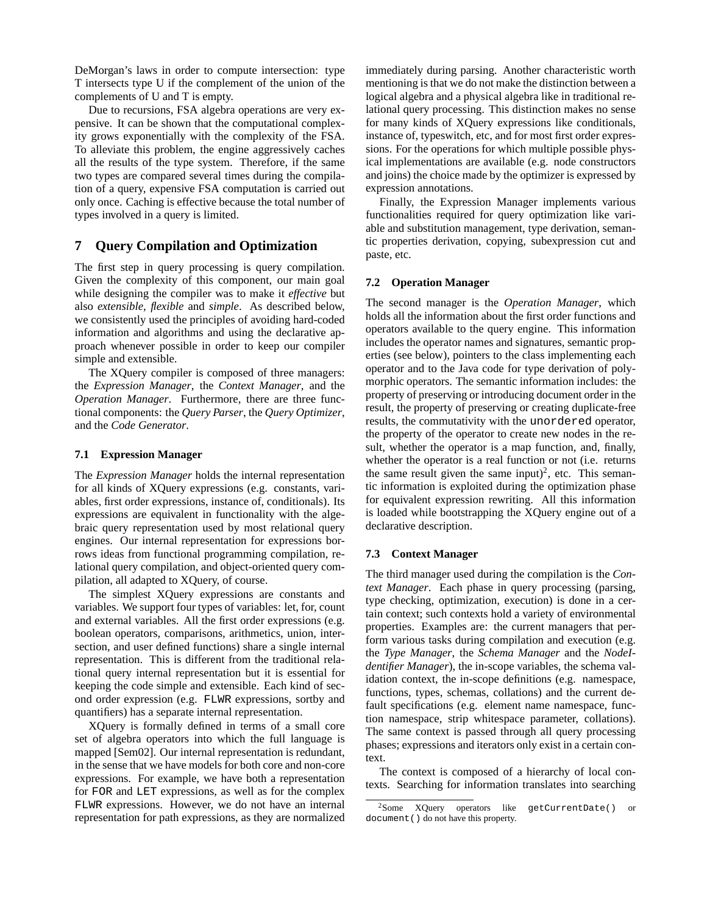DeMorgan's laws in order to compute intersection: type T intersects type U if the complement of the union of the complements of U and T is empty.

Due to recursions, FSA algebra operations are very expensive. It can be shown that the computational complexity grows exponentially with the complexity of the FSA. To alleviate this problem, the engine aggressively caches all the results of the type system. Therefore, if the same two types are compared several times during the compilation of a query, expensive FSA computation is carried out only once. Caching is effective because the total number of types involved in a query is limited.

## 7 Query Compilation and Optimization

The first step in query processing is query compilation. Given the complexity of this component, our main goal while designing the compiler was to make it *effective* but also *extensible*, *flexible* and *simple*. As described below, we consistently used the principles of avoiding hard-coded information and algorithms and using the declarative approach whenever possible in order to keep our compiler simple and extensible.

The XQuery compiler is composed of three managers: the *Expression Manager*, the *Context Manager*, and the *Operation Manager*. Furthermore, there are three functional components: the *Query Parser*, the *Query Optimizer*, and the *Code Generator*.

### 7.1 Expression Manager

The *Expression Manager* holds the internal representation for all kinds of XQuery expressions (e.g. constants, variables, first order expressions, instance of, conditionals). Its expressions are equivalent in functionality with the algebraic query representation used by most relational query engines. Our internal representation for expressions borrows ideas from functional programming compilation, relational query compilation, and object-oriented query compilation, all adapted to XQuery, of course.

The simplest XQuery expressions are constants and variables. We support four types of variables: let, for, count and external variables. All the first order expressions (e.g. boolean operators, comparisons, arithmetics, union, intersection, and user defined functions) share a single internal representation. This is different from the traditional relational query internal representation but it is essential for keeping the code simple and extensible. Each kind of second order expression (e.g. `FLWR` expressions, sortby and quantifiers) has a separate internal representation.

XQuery is formally defined in terms of a small core set of algebra operators into which the full language is mapped [Sem02]. Our internal representation is redundant, in the sense that we have models for both core and non-core expressions. For example, we have both a representation for `FOR` and `LET` expressions, as well as for the complex `FLWR` expressions. However, we do not have an internal representation for path expressions, as they are normalized immediately during parsing. Another characteristic worth mentioning is that we do not make the distinction between a logical algebra and a physical algebra like in traditional relational query processing. This distinction makes no sense for many kinds of XQuery expressions like conditionals, instance of, typeswitch, etc, and for most first order expressions. For the operations for which multiple possible physical implementations are available (e.g. node constructors and joins) the choice made by the optimizer is expressed by expression annotations.

Finally, the Expression Manager implements various functionalities required for query optimization like variable and substitution management, type derivation, semantic properties derivation, copying, subexpression cut and paste, etc.

### 7.2 Operation Manager

The second manager is the *Operation Manager*, which holds all the information about the first order functions and operators available to the query engine. This information includes the operator names and signatures, semantic properties (see below), pointers to the class implementing each operator and to the Java code for type derivation of polymorphic operators. The semantic information includes: the property of preserving or introducing document order in the result, the property of preserving or creating duplicate-free results, the commutativity with the `unordered` operator, the property of the operator to create new nodes in the result, whether the operator is a map function, and, finally, whether the operator is a real function or not (i.e. returns the same result given the same input)[2], etc. This semantic information is exploited during the optimization phase for equivalent expression rewriting. All this information is loaded while bootstrapping the XQuery engine out of a declarative description.

### 7.3 Context Manager

The third manager used during the compilation is the *Context Manager*. Each phase in query processing (parsing, type checking, optimization, execution) is done in a certain context; such contexts hold a variety of environmental properties. Examples are: the current managers that perform various tasks during compilation and execution (e.g. the *Type Manager*, the *Schema Manager* and the *NodeIdentifier Manager*), the in-scope variables, the schema validation context, the in-scope definitions (e.g. namespace, functions, types, schemas, collations) and the current default specifications (e.g. element name namespace, function namespace, strip whitespace parameter, collations). The same context is passed through all query processing phases; expressions and iterators only exist in a certain context.

The context is composed of a hierarchy of local contexts. Searching for information translates into searching

[2] Some XQuery operators like `getCurrentDate()` or `document()` do not have this property.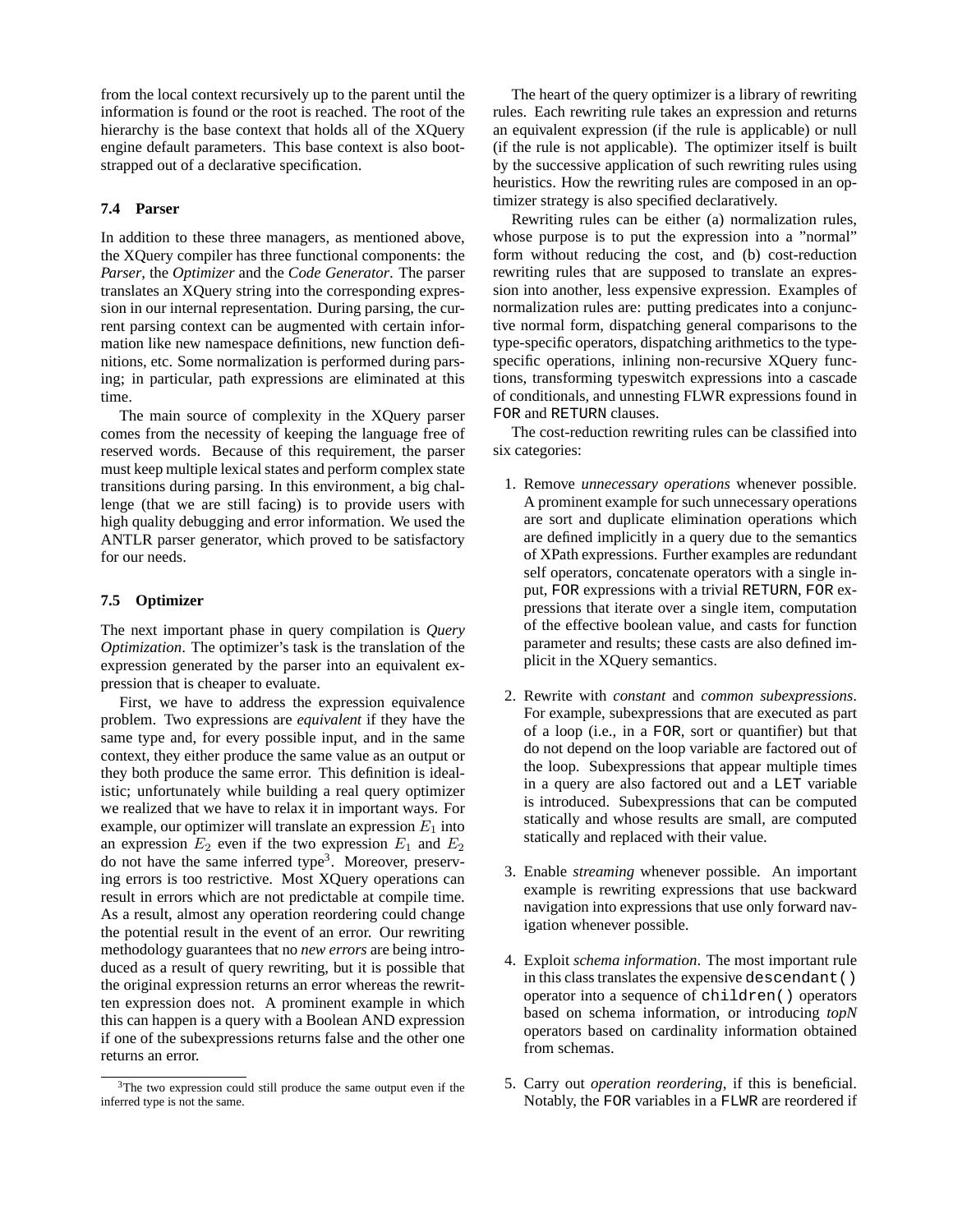from the local context recursively up to the parent until the information is found or the root is reached. The root of the hierarchy is the base context that holds all of the XQuery engine default parameters. This base context is also bootstrapped out of a declarative specification.

### 7.4 Parser

In addition to these three managers, as mentioned above, the XQuery compiler has three functional components: the *Parser*, the *Optimizer* and the *Code Generator*. The parser translates an XQuery string into the corresponding expression in our internal representation. During parsing, the current parsing context can be augmented with certain information like new namespace definitions, new function definitions, etc. Some normalization is performed during parsing; in particular, path expressions are eliminated at this time.

The main source of complexity in the XQuery parser comes from the necessity of keeping the language free of reserved words. Because of this requirement, the parser must keep multiple lexical states and perform complex state transitions during parsing. In this environment, a big challenge (that we are still facing) is to provide users with high quality debugging and error information. We used the ANTLR parser generator, which proved to be satisfactory for our needs.

### 7.5 Optimizer

The next important phase in query compilation is *Query Optimization*. The optimizer's task is the translation of the expression generated by the parser into an equivalent expression that is cheaper to evaluate.

First, we have to address the expression equivalence problem. Two expressions are *equivalent* if they have the same type and, for every possible input, and in the same context, they either produce the same value as an output or they both produce the same error. This definition is idealistic; unfortunately while building a real query optimizer we realized that we have to relax it in important ways. For example, our optimizer will translate an expression $E_1$ into an expression $E_2$ even if the two expression $E_1$ and $E_2$ do not have the same inferred type[3]. Moreover, preserving errors is too restrictive. Most XQuery operations can result in errors which are not predictable at compile time. As a result, almost any operation reordering could change the potential result in the event of an error. Our rewriting methodology guarantees that no *new errors* are being introduced as a result of query rewriting, but it is possible that the original expression returns an error whereas the rewritten expression does not. A prominent example in which this can happen is a query with a Boolean AND expression if one of the subexpressions returns false and the other one returns an error.

[3]The two expression could still produce the same output even if the inferred type is not the same.

The heart of the query optimizer is a library of rewriting rules. Each rewriting rule takes an expression and returns an equivalent expression (if the rule is applicable) or null (if the rule is not applicable). The optimizer itself is built by the successive application of such rewriting rules using heuristics. How the rewriting rules are composed in an optimizer strategy is also specified declaratively.

Rewriting rules can be either (a) normalization rules, whose purpose is to put the expression into a "normal" form without reducing the cost, and (b) cost-reduction rewriting rules that are supposed to translate an expression into another, less expensive expression. Examples of normalization rules are: putting predicates into a conjunctive normal form, dispatching general comparisons to the type-specific operators, dispatching arithmetics to the type-specific operations, inlining non-recursive XQuery functions, transforming typeswitch expressions into a cascade of conditionals, and unnesting FLWR expressions found in `FOR` and `RETURN` clauses.

The cost-reduction rewriting rules can be classified into six categories:

1. Remove *unnecessary operations* whenever possible. A prominent example for such unnecessary operations are sort and duplicate elimination operations which are defined implicitly in a query due to the semantics of XPath expressions. Further examples are redundant self operators, concatenate operators with a single input, `FOR` expressions with a trivial `RETURN`, `FOR` expressions that iterate over a single item, computation of the effective boolean value, and casts for function parameter and results; these casts are also defined implicit in the XQuery semantics.

2. Rewrite with *constant* and *common subexpressions*. For example, subexpressions that are executed as part of a loop (i.e., in a `FOR`, sort or quantifier) but that do not depend on the loop variable are factored out of the loop. Subexpressions that appear multiple times in a query are also factored out and a `LET` variable is introduced. Subexpressions that can be computed statically and whose results are small, are computed statically and replaced with their value.

3. Enable *streaming* whenever possible. An important example is rewriting expressions that use backward navigation into expressions that use only forward navigation whenever possible.

4. Exploit *schema information*. The most important rule in this class translates the expensive `descendant()` operator into a sequence of `children()` operators based on schema information, or introducing *topN* operators based on cardinality information obtained from schemas.

5. Carry out *operation reordering*, if this is beneficial. Notably, the `FOR` variables in a `FLWR` are reordered if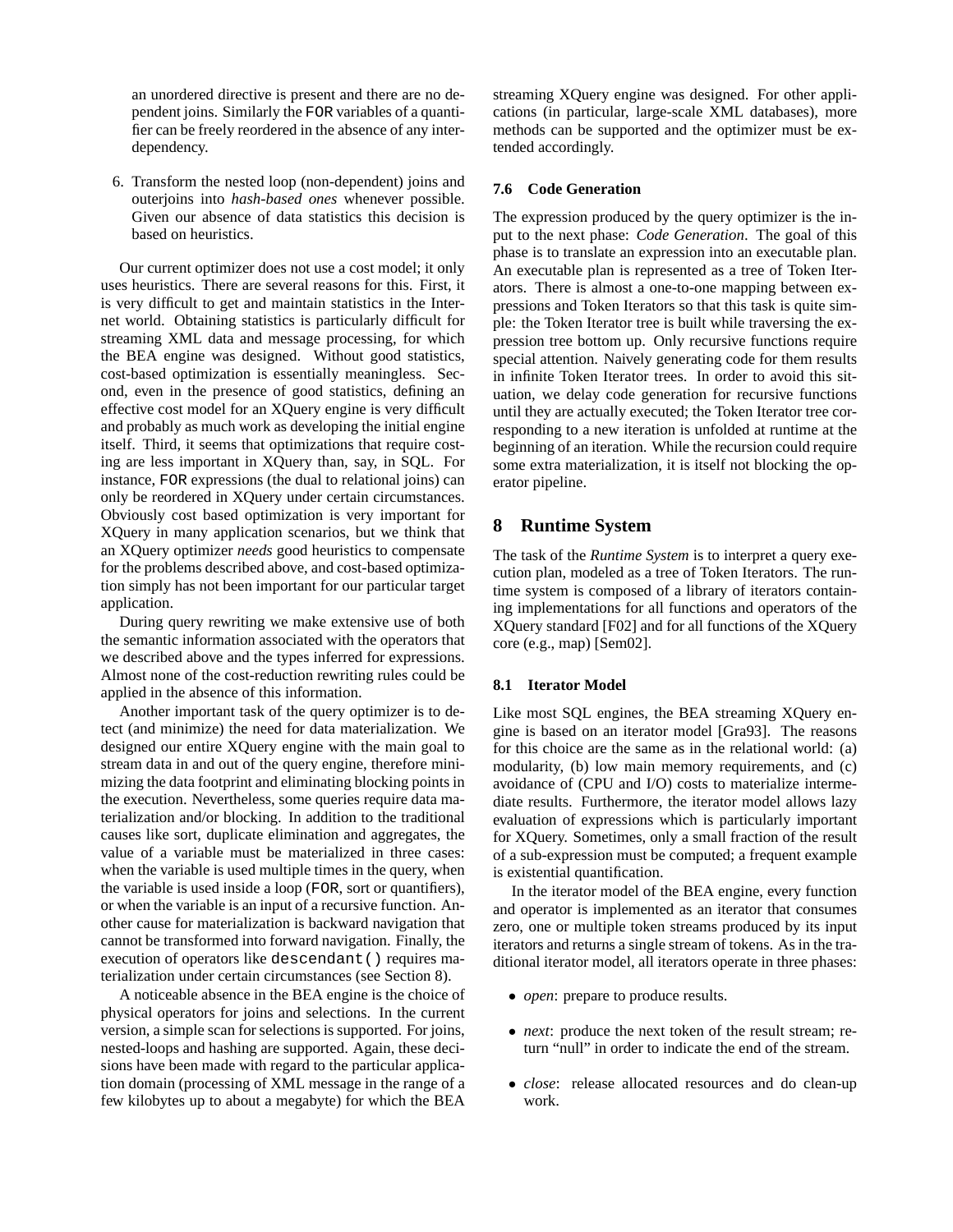an unordered directive is present and there are no dependent joins. Similarly the FOR variables of a quantifier can be freely reordered in the absence of any interdependency.

6. Transform the nested loop (non-dependent) joins and outerjoins into *hash-based ones* whenever possible. Given our absence of data statistics this decision is based on heuristics.

Our current optimizer does not use a cost model; it only uses heuristics. There are several reasons for this. First, it is very difficult to get and maintain statistics in the Internet world. Obtaining statistics is particularly difficult for streaming XML data and message processing, for which the BEA engine was designed. Without good statistics, cost-based optimization is essentially meaningless. Second, even in the presence of good statistics, defining an effective cost model for an XQuery engine is very difficult and probably as much work as developing the initial engine itself. Third, it seems that optimizations that require costing are less important in XQuery than, say, in SQL. For instance, FOR expressions (the dual to relational joins) can only be reordered in XQuery under certain circumstances. Obviously cost based optimization is very important for XQuery in many application scenarios, but we think that an XQuery optimizer *needs* good heuristics to compensate for the problems described above, and cost-based optimization simply has not been important for our particular target application.

During query rewriting we make extensive use of both the semantic information associated with the operators that we described above and the types inferred for expressions. Almost none of the cost-reduction rewriting rules could be applied in the absence of this information.

Another important task of the query optimizer is to detect (and minimize) the need for data materialization. We designed our entire XQuery engine with the main goal to stream data in and out of the query engine, therefore minimizing the data footprint and eliminating blocking points in the execution. Nevertheless, some queries require data materialization and/or blocking. In addition to the traditional causes like sort, duplicate elimination and aggregates, the value of a variable must be materialized in three cases: when the variable is used multiple times in the query, when the variable is used inside a loop (FOR, sort or quantifiers), or when the variable is an input of a recursive function. Another cause for materialization is backward navigation that cannot be transformed into forward navigation. Finally, the execution of operators like `descendant()` requires materialization under certain circumstances (see Section 8).

A noticeable absence in the BEA engine is the choice of physical operators for joins and selections. In the current version, a simple scan for selections is supported. For joins, nested-loops and hashing are supported. Again, these decisions have been made with regard to the particular application domain (processing of XML message in the range of a few kilobytes up to about a megabyte) for which the BEA streaming XQuery engine was designed. For other applications (in particular, large-scale XML databases), more methods can be supported and the optimizer must be extended accordingly.

### 7.6 Code Generation

The expression produced by the query optimizer is the input to the next phase: *Code Generation*. The goal of this phase is to translate an expression into an executable plan. An executable plan is represented as a tree of Token Iterators. There is almost a one-to-one mapping between expressions and Token Iterators so that this task is quite simple: the Token Iterator tree is built while traversing the expression tree bottom up. Only recursive functions require special attention. Naively generating code for them results in infinite Token Iterator trees. In order to avoid this situation, we delay code generation for recursive functions until they are actually executed; the Token Iterator tree corresponding to a new iteration is unfolded at runtime at the beginning of an iteration. While the recursion could require some extra materialization, it is itself not blocking the operator pipeline.

## 8 Runtime System

The task of the *Runtime System* is to interpret a query execution plan, modeled as a tree of Token Iterators. The runtime system is composed of a library of iterators containing implementations for all functions and operators of the XQuery standard [F02] and for all functions of the XQuery core (e.g., map) [Sem02].

### 8.1 Iterator Model

Like most SQL engines, the BEA streaming XQuery engine is based on an iterator model [Gra93]. The reasons for this choice are the same as in the relational world: (a) modularity, (b) low main memory requirements, and (c) avoidance of (CPU and I/O) costs to materialize intermediate results. Furthermore, the iterator model allows lazy evaluation of expressions which is particularly important for XQuery. Sometimes, only a small fraction of the result of a sub-expression must be computed; a frequent example is existential quantification.

In the iterator model of the BEA engine, every function and operator is implemented as an iterator that consumes zero, one or multiple token streams produced by its input iterators and returns a single stream of tokens. As in the traditional iterator model, all iterators operate in three phases:

- *open*: prepare to produce results.
- *next*: produce the next token of the result stream; return "null" in order to indicate the end of the stream.
- *close*: release allocated resources and do clean-up work.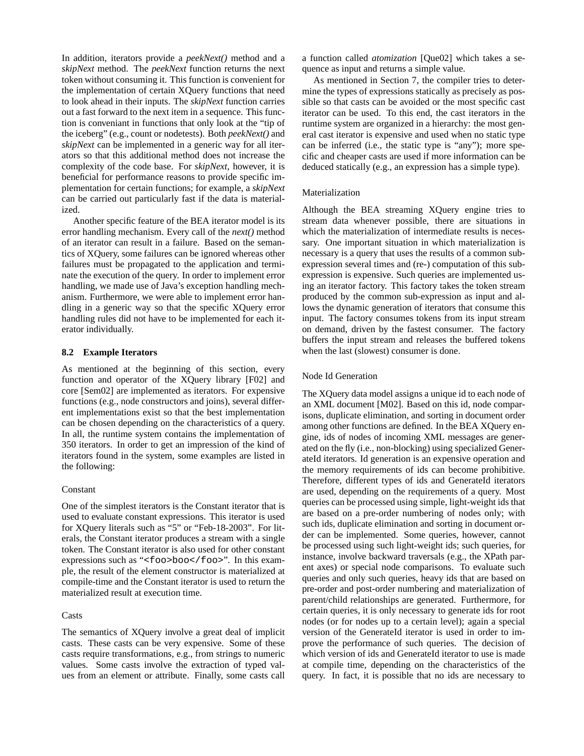In addition, iterators provide a *peekNext()* method and a *skipNext* method. The *peekNext* function returns the next token without consuming it. This function is convenient for the implementation of certain XQuery functions that need to look ahead in their inputs. The *skipNext* function carries out a fast forward to the next item in a sequence. This function is conveniant in functions that only look at the "tip of the iceberg" (e.g., count or nodetests). Both *peekNext()* and *skipNext* can be implemented in a generic way for all iterators so that this additional method does not increase the complexity of the code base. For *skipNext*, however, it is beneficial for performance reasons to provide specific implementation for certain functions; for example, a *skipNext* can be carried out particularly fast if the data is materialized.

Another specific feature of the BEA iterator model is its error handling mechanism. Every call of the *next()* method of an iterator can result in a failure. Based on the semantics of XQuery, some failures can be ignored whereas other failures must be propagated to the application and terminate the execution of the query. In order to implement error handling, we made use of Java's exception handling mechanism. Furthermore, we were able to implement error handling in a generic way so that the specific XQuery error handling rules did not have to be implemented for each iterator individually.

### 8.2 Example Iterators

As mentioned at the beginning of this section, every function and operator of the XQuery library [F02] and core [Sem02] are implemented as iterators. For expensive functions (e.g., node constructors and joins), several different implementations exist so that the best implementation can be chosen depending on the characteristics of a query. In all, the runtime system contains the implementation of 350 iterators. In order to get an impression of the kind of iterators found in the system, some examples are listed in the following:

Constant

One of the simplest iterators is the Constant iterator that is used to evaluate constant expressions. This iterator is used for XQuery literals such as "5" or "Feb-18-2003". For literals, the Constant iterator produces a stream with a single token. The Constant iterator is also used for other constant expressions such as "`<foo>boo</foo>`". In this example, the result of the element constructor is materialized at compile-time and the Constant iterator is used to return the materialized result at execution time.

Casts

The semantics of XQuery involve a great deal of implicit casts. These casts can be very expensive. Some of these casts require transformations, e.g., from strings to numeric values. Some casts involve the extraction of typed values from an element or attribute. Finally, some casts call a function called *atomization* [Que02] which takes a sequence as input and returns a simple value.

As mentioned in Section 7, the compiler tries to determine the types of expressions statically as precisely as possible so that casts can be avoided or the most specific cast iterator can be used. To this end, the cast iterators in the runtime system are organized in a hierarchy: the most general cast iterator is expensive and used when no static type can be inferred (i.e., the static type is "any"); more specific and cheaper casts are used if more information can be deduced statically (e.g., an expression has a simple type).

Materialization

Although the BEA streaming XQuery engine tries to stream data whenever possible, there are situations in which the materialization of intermediate results is necessary. One important situation in which materialization is necessary is a query that uses the results of a common sub-expression several times and (re-) computation of this sub-expression is expensive. Such queries are implemented using an iterator factory. This factory takes the token stream produced by the common sub-expression as input and allows the dynamic generation of iterators that consume this input. The factory consumes tokens from its input stream on demand, driven by the fastest consumer. The factory buffers the input stream and releases the buffered tokens when the last (slowest) consumer is done.

Node Id Generation

The XQuery data model assigns a unique id to each node of an XML document [M02]. Based on this id, node comparisons, duplicate elimination, and sorting in document order among other functions are defined. In the BEA XQuery engine, ids of nodes of incoming XML messages are generated on the fly (i.e., non-blocking) using specialized GenerateId iterators. Id generation is an expensive operation and the memory requirements of ids can become prohibitive. Therefore, different types of ids and GenerateId iterators are used, depending on the requirements of a query. Most queries can be processed using simple, light-weight ids that are based on a pre-order numbering of nodes only; with such ids, duplicate elimination and sorting in document order can be implemented. Some queries, however, cannot be processed using such light-weight ids; such queries, for instance, involve backward traversals (e.g., the XPath parent axes) or special node comparisons. To evaluate such queries and only such queries, heavy ids that are based on pre-order and post-order numbering and materialization of parent/child relationships are generated. Furthermore, for certain queries, it is only necessary to generate ids for root nodes (or for nodes up to a certain level); again a special version of the GenerateId iterator is used in order to improve the performance of such queries. The decision of which version of ids and GenerateId iterator to use is made at compile time, depending on the characteristics of the query. In fact, it is possible that no ids are necessary to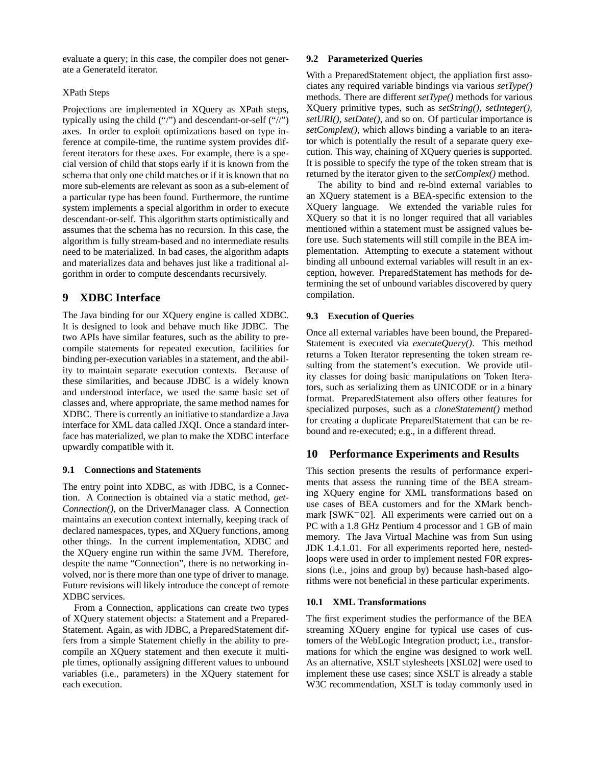evaluate a query; in this case, the compiler does not generate a GenerateId iterator.

XPath Steps

Projections are implemented in XQuery as XPath steps, typically using the child ("/") and descendant-or-self ("//") axes. In order to exploit optimizations based on type inference at compile-time, the runtime system provides different iterators for these axes. For example, there is a special version of child that stops early if it is known from the schema that only one child matches or if it is known that no more sub-elements are relevant as soon as a sub-element of a particular type has been found. Furthermore, the runtime system implements a special algorithm in order to execute descendant-or-self. This algorithm starts optimistically and assumes that the schema has no recursion. In this case, the algorithm is fully stream-based and no intermediate results need to be materialized. In bad cases, the algorithm adapts and materializes data and behaves just like a traditional algorithm in order to compute descendants recursively.

## 9 XDBC Interface

The Java binding for our XQuery engine is called XDBC. It is designed to look and behave much like JDBC. The two APIs have similar features, such as the ability to precompile statements for repeated execution, facilities for binding per-execution variables in a statement, and the ability to maintain separate execution contexts. Because of these similarities, and because JDBC is a widely known and understood interface, we used the same basic set of classes and, where appropriate, the same method names for XDBC. There is currently an initiative to standardize a Java interface for XML data called JXQI. Once a standard interface has materialized, we plan to make the XDBC interface upwardly compatible with it.

### 9.1 Connections and Statements

The entry point into XDBC, as with JDBC, is a Connection. A Connection is obtained via a static method, *getConnection()*, on the DriverManager class. A Connection maintains an execution context internally, keeping track of declared namespaces, types, and XQuery functions, among other things. In the current implementation, XDBC and the XQuery engine run within the same JVM. Therefore, despite the name "Connection", there is no networking involved, nor is there more than one type of driver to manage. Future revisions will likely introduce the concept of remote XDBC services.

From a Connection, applications can create two types of XQuery statement objects: a Statement and a PreparedStatement. Again, as with JDBC, a PreparedStatement differs from a simple Statement chiefly in the ability to precompile an XQuery statement and then execute it multiple times, optionally assigning different values to unbound variables (i.e., parameters) in the XQuery statement for each execution.

### 9.2 Parameterized Queries

With a PreparedStatement object, the appliation first associates any required variable bindings via various *setType()* methods. There are different *setType()* methods for various XQuery primitive types, such as *setString()*, *setInteger()*, *setURI()*, *setDate()*, and so on. Of particular importance is *setComplex()*, which allows binding a variable to an iterator which is potentially the result of a separate query execution. This way, chaining of XQuery queries is supported. It is possible to specify the type of the token stream that is returned by the iterator given to the *setComplex()* method.

The ability to bind and re-bind external variables to an XQuery statement is a BEA-specific extension to the XQuery language. We extended the variable rules for XQuery so that it is no longer required that all variables mentioned within a statement must be assigned values before use. Such statements will still compile in the BEA implementation. Attempting to execute a statement without binding all unbound external variables will result in an exception, however. PreparedStatement has methods for determining the set of unbound variables discovered by query compilation.

### 9.3 Execution of Queries

Once all external variables have been bound, the PreparedStatement is executed via *executeQuery()*. This method returns a Token Iterator representing the token stream resulting from the statement's execution. We provide utility classes for doing basic manipulations on Token Iterators, such as serializing them as UNICODE or in a binary format. PreparedStatement also offers other features for specialized purposes, such as a *cloneStatement()* method for creating a duplicate PreparedStatement that can be rebound and re-executed; e.g., in a different thread.

## 10 Performance Experiments and Results

This section presents the results of performance experiments that assess the running time of the BEA streaming XQuery engine for XML transformations based on use cases of BEA customers and for the XMark benchmark [SWK+02]. All experiments were carried out on a PC with a 1.8 GHz Pentium 4 processor and 1 GB of main memory. The Java Virtual Machine was from Sun using JDK 1.4.1_01. For all experiments reported here, nested-loops were used in order to implement nested `FOR` expressions (i.e., joins and group by) because hash-based algorithms were not beneficial in these particular experiments.

### 10.1 XML Transformations

The first experiment studies the performance of the BEA streaming XQuery engine for typical use cases of customers of the WebLogic Integration product; i.e., transformations for which the engine was designed to work well. As an alternative, XSLT stylesheets [XSL02] were used to implement these use cases; since XSLT is already a stable W3C recommendation, XSLT is today commonly used in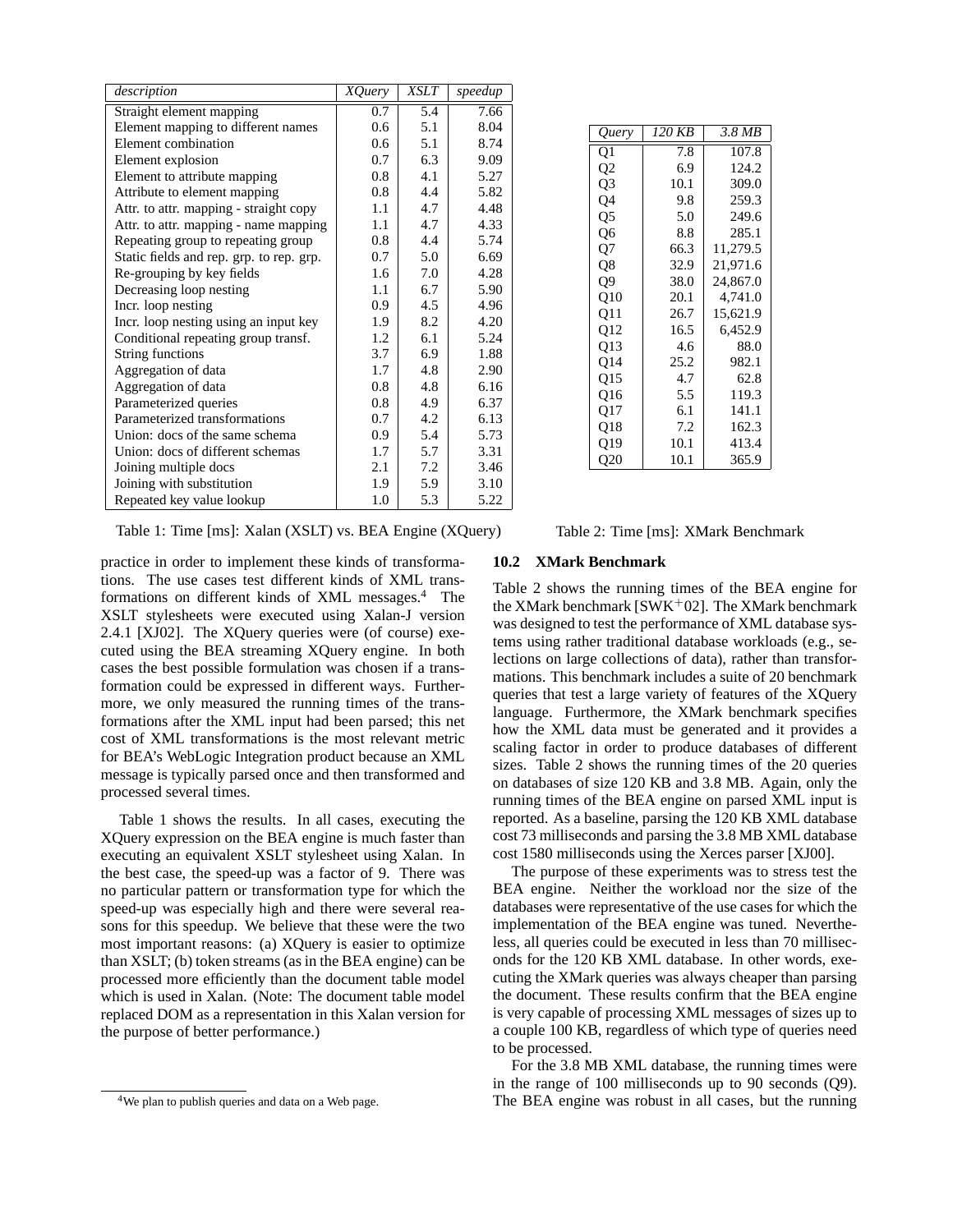| *description* | *XQuery* | *XSLT* | *speedup* |
|---|---|---|---|
| Straight element mapping | 0.7 | 5.4 | 7.66 |
| Element mapping to different names | 0.6 | 5.1 | 8.04 |
| Element combination | 0.6 | 5.1 | 8.74 |
| Element explosion | 0.7 | 6.3 | 9.09 |
| Element to attribute mapping | 0.8 | 4.1 | 5.27 |
| Attribute to element mapping | 0.8 | 4.4 | 5.82 |
| Attr. to attr. mapping - straight copy | 1.1 | 4.7 | 4.48 |
| Attr. to attr. mapping - name mapping | 1.1 | 4.7 | 4.33 |
| Repeating group to repeating group | 0.8 | 4.4 | 5.74 |
| Static fields and rep. grp. to rep. grp. | 0.7 | 5.0 | 6.69 |
| Re-grouping by key fields | 1.6 | 7.0 | 4.28 |
| Decreasing loop nesting | 1.1 | 6.7 | 5.90 |
| Incr. loop nesting | 0.9 | 4.5 | 4.96 |
| Incr. loop nesting using an input key | 1.9 | 8.2 | 4.20 |
| Conditional repeating group transf. | 1.2 | 6.1 | 5.24 |
| String functions | 3.7 | 6.9 | 1.88 |
| Aggregation of data | 1.7 | 4.8 | 2.90 |
| Aggregation of data | 0.8 | 4.8 | 6.16 |
| Parameterized queries | 0.8 | 4.9 | 6.37 |
| Parameterized transformations | 0.7 | 4.2 | 6.13 |
| Union: docs of the same schema | 0.9 | 5.4 | 5.73 |
| Union: docs of different schemas | 1.7 | 5.7 | 3.31 |
| Joining multiple docs | 2.1 | 7.2 | 3.46 |
| Joining with substitution | 1.9 | 5.9 | 3.10 |
| Repeated key value lookup | 1.0 | 5.3 | 5.22 |

Table 1: Time [ms]: Xalan (XSLT) vs. BEA Engine (XQuery)

| *Query* | *120 KB* | *3.8 MB* |
|---|---|---|
| Q1 | 7.8 | 107.8 |
| Q2 | 6.9 | 124.2 |
| Q3 | 10.1 | 309.0 |
| Q4 | 9.8 | 259.3 |
| Q5 | 5.0 | 249.6 |
| Q6 | 8.8 | 285.1 |
| Q7 | 66.3 | 11,279.5 |
| Q8 | 32.9 | 21,971.6 |
| Q9 | 38.0 | 24,867.0 |
| Q10 | 20.1 | 4,741.0 |
| Q11 | 26.7 | 15,621.9 |
| Q12 | 16.5 | 6,452.9 |
| Q13 | 4.6 | 88.0 |
| Q14 | 25.2 | 982.1 |
| Q15 | 4.7 | 62.8 |
| Q16 | 5.5 | 119.3 |
| Q17 | 6.1 | 141.1 |
| Q18 | 7.2 | 162.3 |
| Q19 | 10.1 | 413.4 |
| Q20 | 10.1 | 365.9 |

Table 2: Time [ms]: XMark Benchmark

practice in order to implement these kinds of transformations. The use cases test different kinds of XML transformations on different kinds of XML messages.[4] The XSLT stylesheets were executed using Xalan-J version 2.4.1 [XJ02]. The XQuery queries were (of course) executed using the BEA streaming XQuery engine. In both cases the best possible formulation was chosen if a transformation could be expressed in different ways. Furthermore, we only measured the running times of the transformations after the XML input had been parsed; this net cost of XML transformations is the most relevant metric for BEA's WebLogic Integration product because an XML message is typically parsed once and then transformed and processed several times.

Table 1 shows the results. In all cases, executing the XQuery expression on the BEA engine is much faster than executing an equivalent XSLT stylesheet using Xalan. In the best case, the speed-up was a factor of 9. There was no particular pattern or transformation type for which the speed-up was especially high and there were several reasons for this speedup. We believe that these were the two most important reasons: (a) XQuery is easier to optimize than XSLT; (b) token streams (as in the BEA engine) can be processed more efficiently than the document table model which is used in Xalan. (Note: The document table model replaced DOM as a representation in this Xalan version for the purpose of better performance.)

[4] We plan to publish queries and data on a Web page.

### 10.2 XMark Benchmark

Table 2 shows the running times of the BEA engine for the XMark benchmark [SWK+02]. The XMark benchmark was designed to test the performance of XML database systems using rather traditional database workloads (e.g., selections on large collections of data), rather than transformations. This benchmark includes a suite of 20 benchmark queries that test a large variety of features of the XQuery language. Furthermore, the XMark benchmark specifies how the XML data must be generated and it provides a scaling factor in order to produce databases of different sizes. Table 2 shows the running times of the 20 queries on databases of size 120 KB and 3.8 MB. Again, only the running times of the BEA engine on parsed XML input is reported. As a baseline, parsing the 120 KB XML database cost 73 milliseconds and parsing the 3.8 MB XML database cost 1580 milliseconds using the Xerces parser [XJ00].

The purpose of these experiments was to stress test the BEA engine. Neither the workload nor the size of the databases were representative of the use cases for which the implementation of the BEA engine was tuned. Nevertheless, all queries could be executed in less than 70 milliseconds for the 120 KB XML database. In other words, executing the XMark queries was always cheaper than parsing the document. These results confirm that the BEA engine is very capable of processing XML messages of sizes up to a couple 100 KB, regardless of which type of queries need to be processed.

For the 3.8 MB XML database, the running times were in the range of 100 milliseconds up to 90 seconds (Q9). The BEA engine was robust in all cases, but the running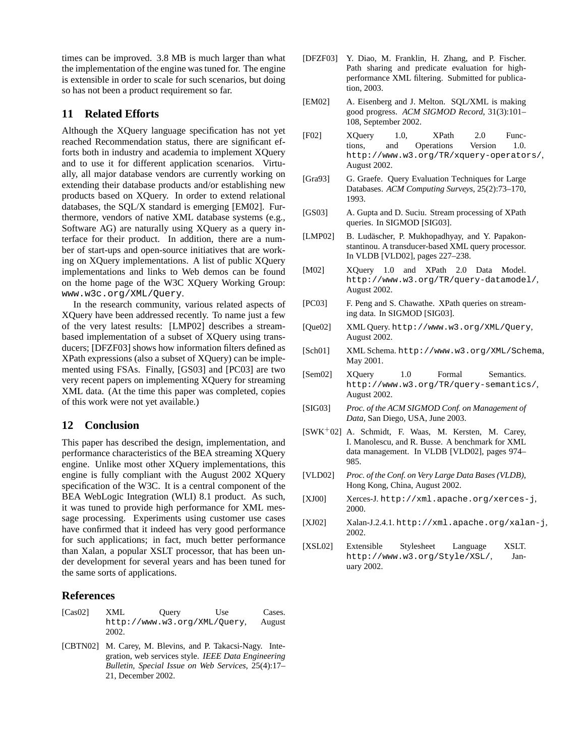times can be improved. 3.8 MB is much larger than what the implementation of the engine was tuned for. The engine is extensible in order to scale for such scenarios, but doing so has not been a product requirement so far.

## 11 Related Efforts

Although the XQuery language specification has not yet reached Recommendation status, there are significant efforts both in industry and academia to implement XQuery and to use it for different application scenarios. Virtually, all major database vendors are currently working on extending their database products and/or establishing new products based on XQuery. In order to extend relational databases, the SQL/X standard is emerging [EM02]. Furthermore, vendors of native XML database systems (e.g., Software AG) are naturally using XQuery as a query interface for their product. In addition, there are a number of start-ups and open-source initiatives that are working on XQuery implementations. A list of public XQuery implementations and links to Web demos can be found on the home page of the W3C XQuery Working Group: `www.w3c.org/XML/Query`.

In the research community, various related aspects of XQuery have been addressed recently. To name just a few of the very latest results: [LMP02] describes a stream-based implementation of a subset of XQuery using transducers; [DFZF03] shows how information filters defined as XPath expressions (also a subset of XQuery) can be implemented using FSAs. Finally, [GS03] and [PC03] are two very recent papers on implementing XQuery for streaming XML data. (At the time this paper was completed, copies of this work were not yet available.)

## 12 Conclusion

This paper has described the design, implementation, and performance characteristics of the BEA streaming XQuery engine. Unlike most other XQuery implementations, this engine is fully compliant with the August 2002 XQuery specification of the W3C. It is a central component of the BEA WebLogic Integration (WLI) 8.1 product. As such, it was tuned to provide high performance for XML message processing. Experiments using customer use cases have confirmed that it indeed has very good performance for such applications; in fact, much better performance than Xalan, a popular XSLT processor, that has been under development for several years and has been tuned for the same sorts of applications.

## References

[Cas02] XML Query Use Cases. `http://www.w3.org/XML/Query`, August 2002.

[CBTN02] M. Carey, M. Blevins, and P. Takacsi-Nagy. Integration, web services style. *IEEE Data Engineering Bulletin, Special Issue on Web Services*, 25(4):17–21, December 2002.

[DFZF03] Y. Diao, M. Franklin, H. Zhang, and P. Fischer. Path sharing and predicate evaluation for high-performance XML filtering. Submitted for publication, 2003.

[EM02] A. Eisenberg and J. Melton. SQL/XML is making good progress. *ACM SIGMOD Record*, 31(3):101–108, September 2002.

[F02] XQuery 1.0, XPath 2.0 Functions, and Operations Version 1.0. `http://www.w3.org/TR/xquery-operators/`, August 2002.

[Gra93] G. Graefe. Query Evaluation Techniques for Large Databases. *ACM Computing Surveys*, 25(2):73–170, 1993.

[GS03] A. Gupta and D. Suciu. Stream processing of XPath queries. In SIGMOD [SIG03].

[LMP02] B. Ludäscher, P. Mukhopadhyay, and Y. Papakonstantinou. A transducer-based XML query processor. In VLDB [VLD02], pages 227–238.

[M02] XQuery 1.0 and XPath 2.0 Data Model. `http://www.w3.org/TR/query-datamodel/`, August 2002.

[PC03] F. Peng and S. Chawathe. XPath queries on streaming data. In SIGMOD [SIG03].

[Que02] XML Query. `http://www.w3.org/XML/Query`, August 2002.

[Sch01] XML Schema. `http://www.w3.org/XML/Schema`, May 2001.

[Sem02] XQuery 1.0 Formal Semantics. `http://www.w3.org/TR/query-semantics/`, August 2002.

[SIG03] *Proc. of the ACM SIGMOD Conf. on Management of Data*, San Diego, USA, June 2003.

[SWK+02] A. Schmidt, F. Waas, M. Kersten, M. Carey, I. Manolescu, and R. Busse. A benchmark for XML data management. In VLDB [VLD02], pages 974–985.

[VLD02] *Proc. of the Conf. on Very Large Data Bases (VLDB)*, Hong Kong, China, August 2002.

[XJ00] Xerces-J. `http://xml.apache.org/xerces-j`, 2000.

[XJ02] Xalan-J.2.4.1. `http://xml.apache.org/xalan-j`, 2002.

[XSL02] Extensible Stylesheet Language XSLT. `http://www.w3.org/Style/XSL/`, January 2002.